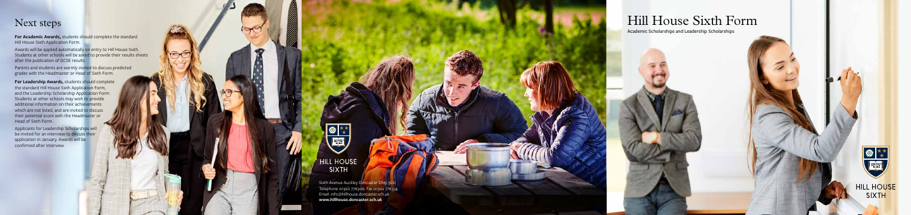# Next steps

**For Academic Awards,** students should complete the standard Hill House Sixth Application Form.

Awards will be applied automatically on entry to Hill House Sixth. Students at other schools will be asked to provide their results sheets after the publication of GCSE results.

Parents and students are warmly invited to discuss predicted grades with the Headmaster or Head of Sixth Form.

**For Leadership Awards,** students should complete the standard Hill House Sixth Application Form, and the Leadership Scholarship Application Form. Students at other schools may wish to provide additional information on their achievements which are not listed, and are invited to discuss their potential score with the Headmaster or Head of Sixth Form.

Applicants for Leadership Scholarships will be invited for an interview to discuss their application in January. Awards will be confirmed after interview.

HILL HOUSE SIXTH

Sixth Avenue Auckley Doncaster DN9 3GG
Telephone 01302 776300. Fax 01302 776334
Email: info@hillhouse.doncaster.sch.uk
**www.hillhouse.doncaster.sch.uk**

# Hill House Sixth Form

Academic Scholarships and Leadership Scholarships

HILL HOUSE SIXTH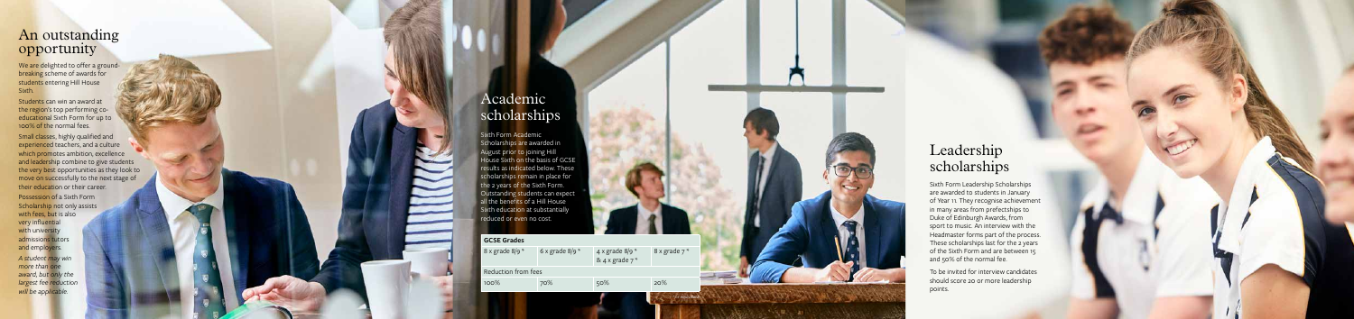## An outstanding opportunity

We are delighted to offer a ground-breaking scheme of awards for students entering Hill House Sixth.

Students can win an award at the region's top performing co-educational Sixth Form for up to 100% of the normal fees.

Small classes, highly qualified and experienced teachers, and a culture which promotes ambition, excellence and leadership combine to give students the very best opportunities as they look to move on successfully to the next stage of their education or their career.

Possession of a Sixth Form Scholarship not only assists with fees, but is also very influential with university admissions tutors and employers.

*A student may win more than one award, but only the largest fee reduction will be applicable.*

## Academic scholarships

Sixth Form Academic Scholarships are awarded in August prior to joining Hill House Sixth on the basis of GCSE results as indicated below. These scholarships remain in place for the 2 years of the Sixth Form. Outstanding students can expect all the benefits of a Hill House Sixth education at substantially reduced or even no cost.

| GCSE Grades | | | |
|---|---|---|---|
| 8 x grade 8/9 * | 6 x grade 8/9 * | 4 x grade 8/9 * & 4 x grade 7 * | 8 x grade 7 * |
| Reduction from fees | | | |
| 100% | 70% | 50% | 20% |

## Leadership scholarships

Sixth Form Leadership Scholarships are awarded to students in January of Year 11. They recognise achievement in many areas from prefectships to Duke of Edinburgh Awards, from sport to music. An interview with the Headmaster forms part of the process. These scholarships last for the 2 years of the Sixth Form and are between 15 and 50% of the normal fee.

To be invited for interview candidates should score 20 or more leadership points.